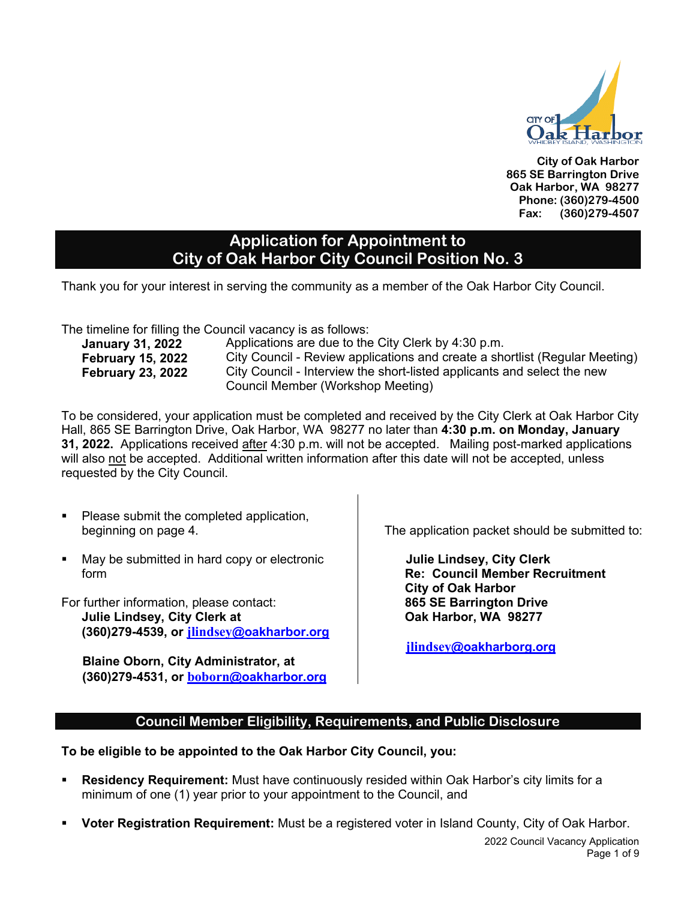City of Oak Harbor
865 SE Barrington Drive
Oak Harbor, WA 98277
Phone: (360)279-4500
Fax: (360)279-4507

# Application for Appointment to City of Oak Harbor City Council Position No. 3

Thank you for your interest in serving the community as a member of the Oak Harbor City Council.

The timeline for filling the Council vacancy is as follows:

| | |
|---|---|
| **January 31, 2022** | Applications are due to the City Clerk by 4:30 p.m. |
| **February 15, 2022** | City Council - Review applications and create a shortlist (Regular Meeting) |
| **February 23, 2022** | City Council - Interview the short-listed applicants and select the new Council Member (Workshop Meeting) |

To be considered, your application must be completed and received by the City Clerk at Oak Harbor City Hall, 865 SE Barrington Drive, Oak Harbor, WA 98277 no later than **4:30 p.m. on Monday, January 31, 2022.** Applications received after 4:30 p.m. will not be accepted. Mailing post-marked applications will also not be accepted. Additional written information after this date will not be accepted, unless requested by the City Council.

- Please submit the completed application, beginning on page 4.
- May be submitted in hard copy or electronic form

For further information, please contact:
**Julie Lindsey, City Clerk at (360)279-4539, or jlindsey@oakharbor.org**

**Blaine Oborn, City Administrator, at (360)279-4531, or boborn@oakharbor.org**

The application packet should be submitted to:

**Julie Lindsey, City Clerk**
**Re: Council Member Recruitment**
**City of Oak Harbor**
**865 SE Barrington Drive**
**Oak Harbor, WA 98277**

**jlindsey@oakharborg.org**

## Council Member Eligibility, Requirements, and Public Disclosure

**To be eligible to be appointed to the Oak Harbor City Council, you:**

- **Residency Requirement:** Must have continuously resided within Oak Harbor's city limits for a minimum of one (1) year prior to your appointment to the Council, and
- **Voter Registration Requirement:** Must be a registered voter in Island County, City of Oak Harbor.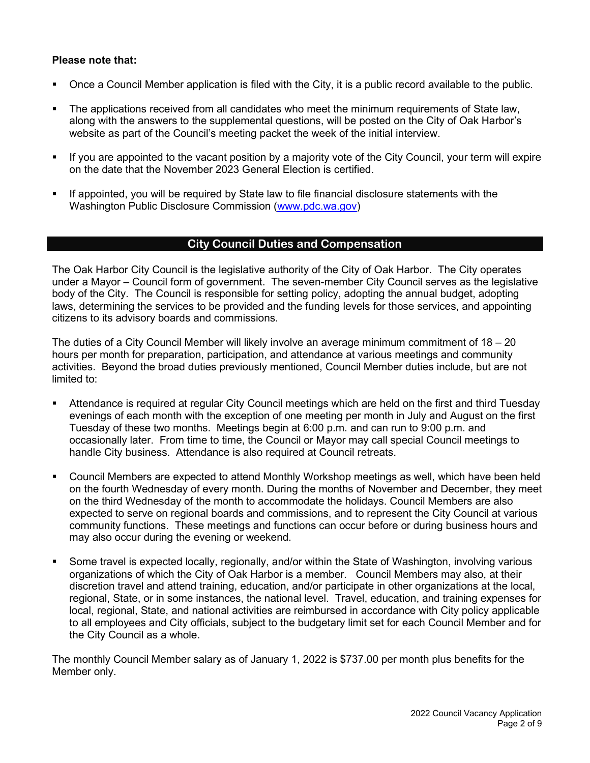**Please note that:**

- Once a Council Member application is filed with the City, it is a public record available to the public.
- The applications received from all candidates who meet the minimum requirements of State law, along with the answers to the supplemental questions, will be posted on the City of Oak Harbor's website as part of the Council's meeting packet the week of the initial interview.
- If you are appointed to the vacant position by a majority vote of the City Council, your term will expire on the date that the November 2023 General Election is certified.
- If appointed, you will be required by State law to file financial disclosure statements with the Washington Public Disclosure Commission (www.pdc.wa.gov)

## City Council Duties and Compensation

The Oak Harbor City Council is the legislative authority of the City of Oak Harbor. The City operates under a Mayor – Council form of government. The seven-member City Council serves as the legislative body of the City. The Council is responsible for setting policy, adopting the annual budget, adopting laws, determining the services to be provided and the funding levels for those services, and appointing citizens to its advisory boards and commissions.

The duties of a City Council Member will likely involve an average minimum commitment of 18 – 20 hours per month for preparation, participation, and attendance at various meetings and community activities. Beyond the broad duties previously mentioned, Council Member duties include, but are not limited to:

- Attendance is required at regular City Council meetings which are held on the first and third Tuesday evenings of each month with the exception of one meeting per month in July and August on the first Tuesday of these two months. Meetings begin at 6:00 p.m. and can run to 9:00 p.m. and occasionally later. From time to time, the Council or Mayor may call special Council meetings to handle City business. Attendance is also required at Council retreats.
- Council Members are expected to attend Monthly Workshop meetings as well, which have been held on the fourth Wednesday of every month. During the months of November and December, they meet on the third Wednesday of the month to accommodate the holidays. Council Members are also expected to serve on regional boards and commissions, and to represent the City Council at various community functions. These meetings and functions can occur before or during business hours and may also occur during the evening or weekend.
- Some travel is expected locally, regionally, and/or within the State of Washington, involving various organizations of which the City of Oak Harbor is a member. Council Members may also, at their discretion travel and attend training, education, and/or participate in other organizations at the local, regional, State, or in some instances, the national level. Travel, education, and training expenses for local, regional, State, and national activities are reimbursed in accordance with City policy applicable to all employees and City officials, subject to the budgetary limit set for each Council Member and for the City Council as a whole.

The monthly Council Member salary as of January 1, 2022 is $737.00 per month plus benefits for the Member only.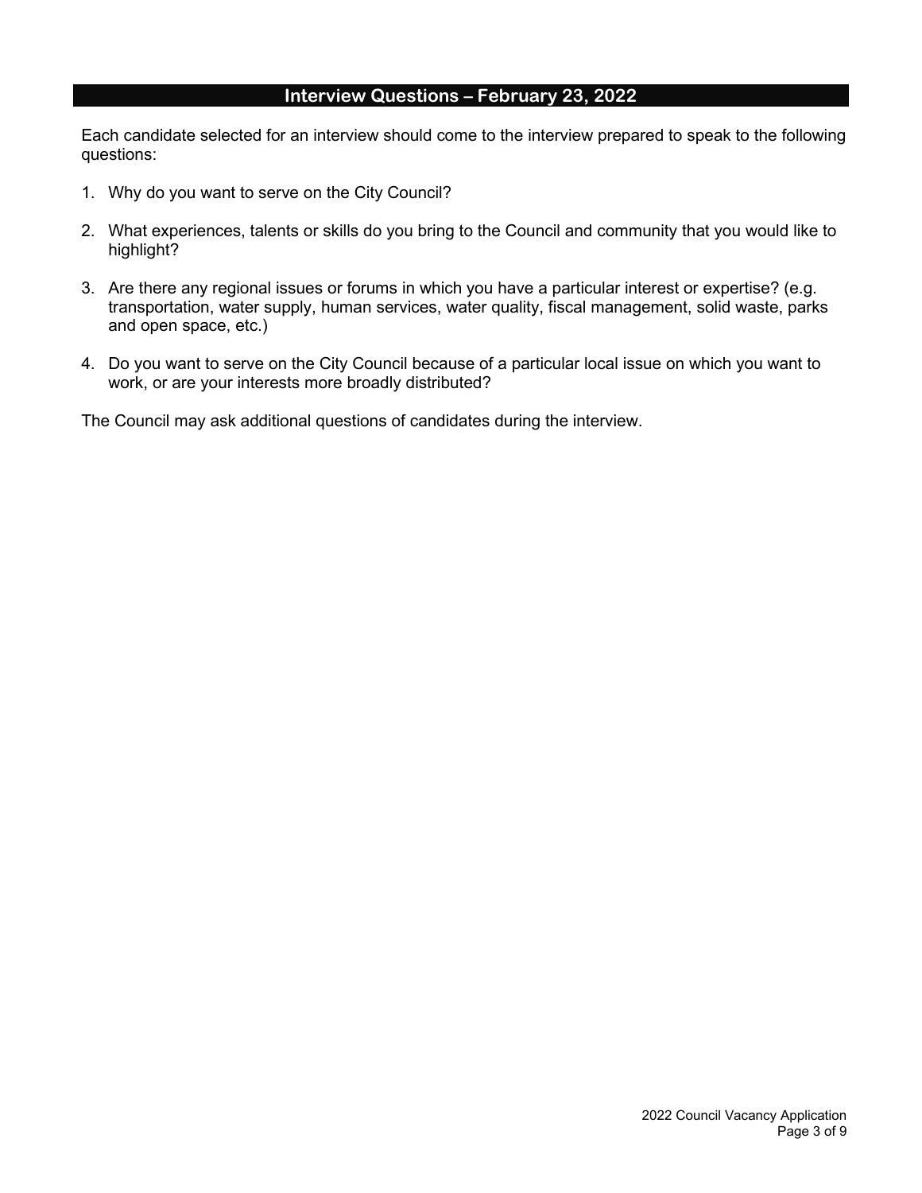## Interview Questions – February 23, 2022

Each candidate selected for an interview should come to the interview prepared to speak to the following questions:

1. Why do you want to serve on the City Council?

2. What experiences, talents or skills do you bring to the Council and community that you would like to highlight?

3. Are there any regional issues or forums in which you have a particular interest or expertise? (e.g. transportation, water supply, human services, water quality, fiscal management, solid waste, parks and open space, etc.)

4. Do you want to serve on the City Council because of a particular local issue on which you want to work, or are your interests more broadly distributed?

The Council may ask additional questions of candidates during the interview.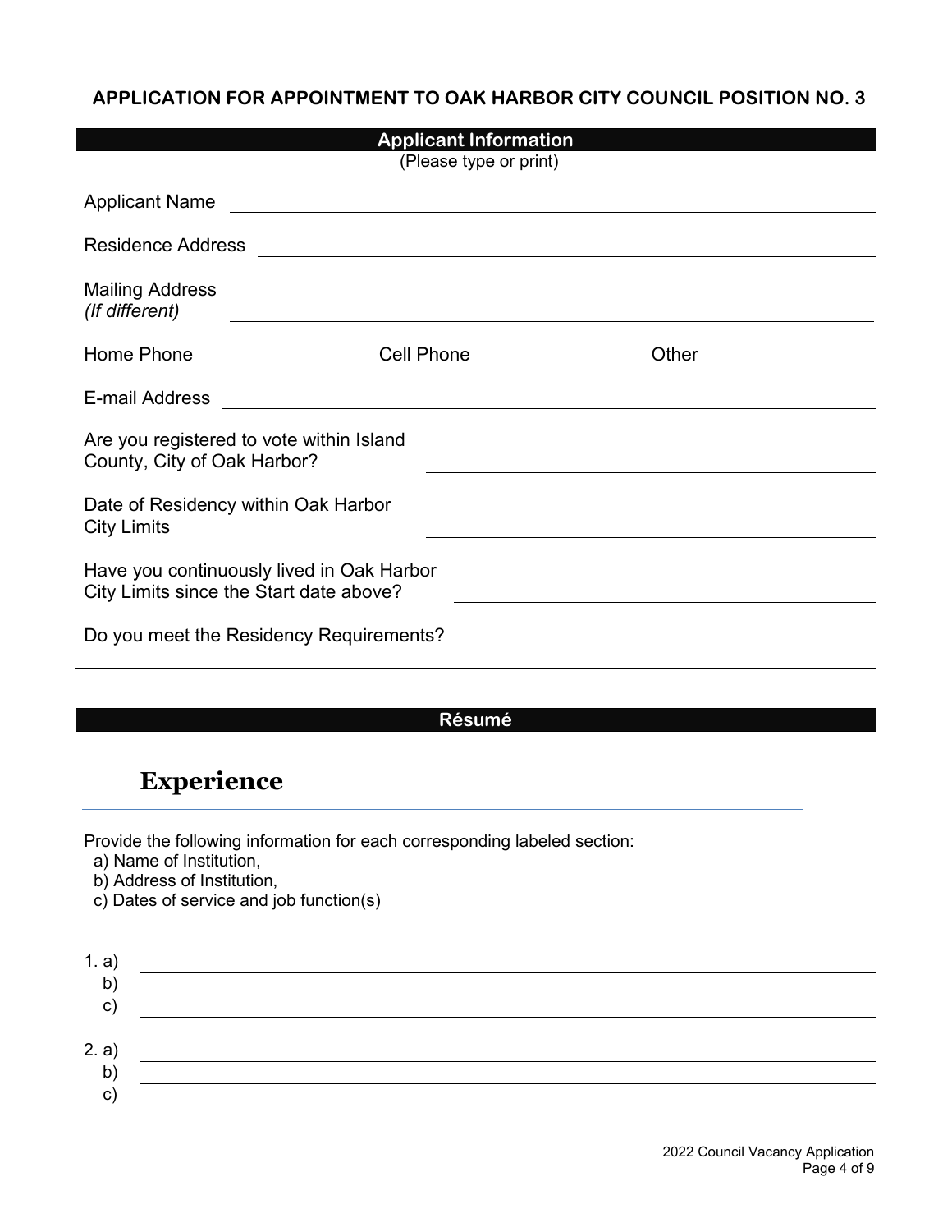**APPLICATION FOR APPOINTMENT TO OAK HARBOR CITY COUNCIL POSITION NO. 3**

## Applicant Information

(Please type or print)

Applicant Name \_\_\_\_\_\_\_\_\_\_\_\_\_\_\_\_\_\_\_\_\_\_\_\_\_\_\_\_\_\_\_\_\_\_\_\_\_\_\_\_

Residence Address \_\_\_\_\_\_\_\_\_\_\_\_\_\_\_\_\_\_\_\_\_\_\_\_\_\_\_\_\_\_\_\_\_\_\_\_\_\_\_\_

Mailing Address
*(If different)* \_\_\_\_\_\_\_\_\_\_\_\_\_\_\_\_\_\_\_\_\_\_\_\_\_\_\_\_\_\_\_\_\_\_\_\_\_\_\_\_

Home Phone \_\_\_\_\_\_\_\_\_\_\_\_ Cell Phone \_\_\_\_\_\_\_\_\_\_\_\_ Other \_\_\_\_\_\_\_\_\_\_\_\_

E-mail Address \_\_\_\_\_\_\_\_\_\_\_\_\_\_\_\_\_\_\_\_\_\_\_\_\_\_\_\_\_\_\_\_\_\_\_\_\_\_\_\_

Are you registered to vote within Island County, City of Oak Harbor? \_\_\_\_\_\_\_\_\_\_\_\_\_\_\_\_\_\_\_\_

Date of Residency within Oak Harbor City Limits \_\_\_\_\_\_\_\_\_\_\_\_\_\_\_\_\_\_\_\_

Have you continuously lived in Oak Harbor City Limits since the Start date above? \_\_\_\_\_\_\_\_\_\_\_\_\_\_\_\_\_\_\_\_

Do you meet the Residency Requirements? \_\_\_\_\_\_\_\_\_\_\_\_\_\_\_\_\_\_\_\_

## Résumé

# Experience

Provide the following information for each corresponding labeled section:
a) Name of Institution,
b) Address of Institution,
c) Dates of service and job function(s)

1. a) \_\_\_\_\_\_\_\_\_\_\_\_\_\_\_\_\_\_\_\_\_\_\_\_\_\_\_\_\_\_\_\_\_\_\_\_\_\_\_\_
   b) \_\_\_\_\_\_\_\_\_\_\_\_\_\_\_\_\_\_\_\_\_\_\_\_\_\_\_\_\_\_\_\_\_\_\_\_\_\_\_\_
   c) \_\_\_\_\_\_\_\_\_\_\_\_\_\_\_\_\_\_\_\_\_\_\_\_\_\_\_\_\_\_\_\_\_\_\_\_\_\_\_\_

2. a) \_\_\_\_\_\_\_\_\_\_\_\_\_\_\_\_\_\_\_\_\_\_\_\_\_\_\_\_\_\_\_\_\_\_\_\_\_\_\_\_
   b) \_\_\_\_\_\_\_\_\_\_\_\_\_\_\_\_\_\_\_\_\_\_\_\_\_\_\_\_\_\_\_\_\_\_\_\_\_\_\_\_
   c) \_\_\_\_\_\_\_\_\_\_\_\_\_\_\_\_\_\_\_\_\_\_\_\_\_\_\_\_\_\_\_\_\_\_\_\_\_\_\_\_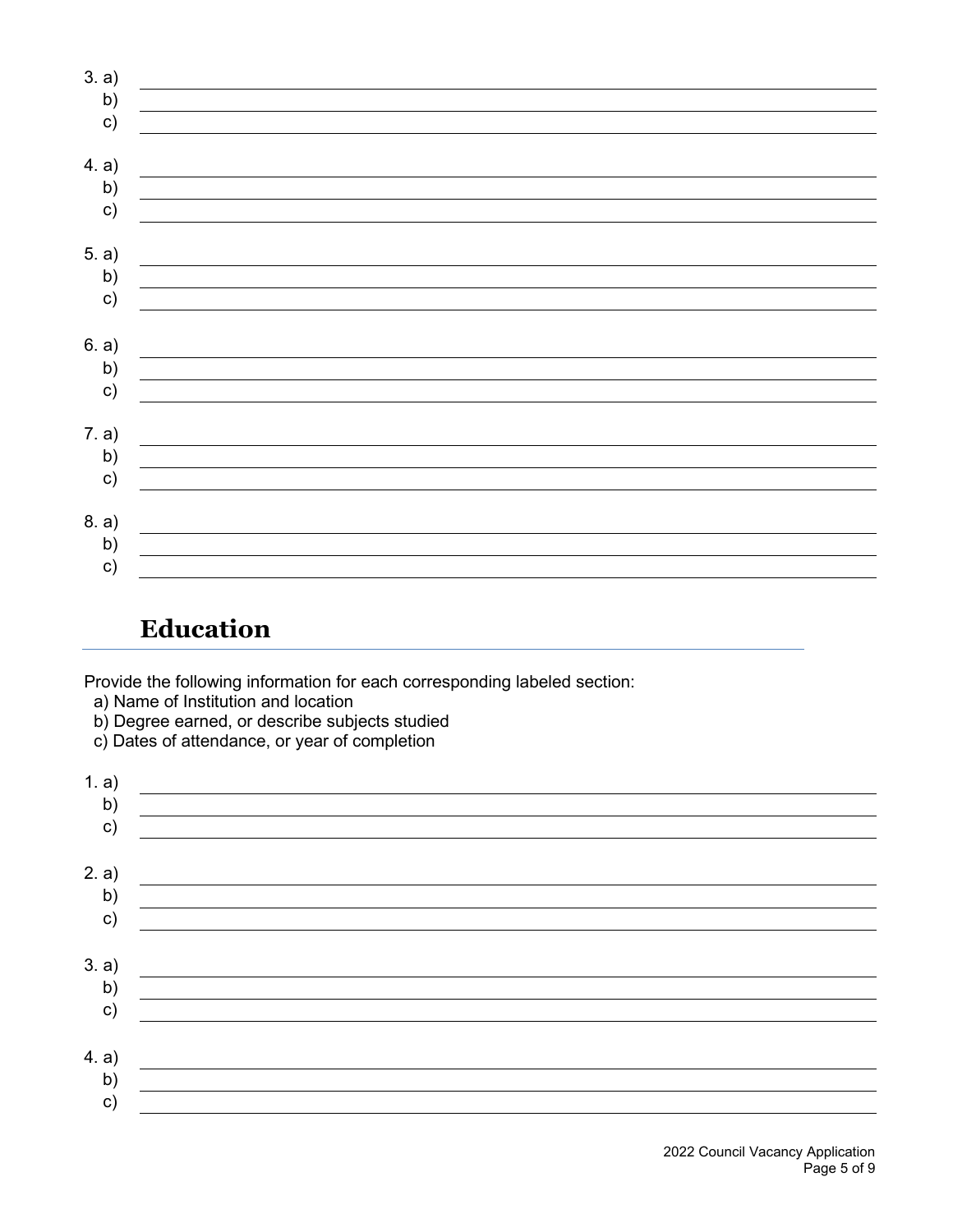3. a) ______________________________
   b) ______________________________
   c) ______________________________

4. a) ______________________________
   b) ______________________________
   c) ______________________________

5. a) ______________________________
   b) ______________________________
   c) ______________________________

6. a) ______________________________
   b) ______________________________
   c) ______________________________

7. a) ______________________________
   b) ______________________________
   c) ______________________________

8. a) ______________________________
   b) ______________________________
   c) ______________________________

## Education

Provide the following information for each corresponding labeled section:

a) Name of Institution and location
b) Degree earned, or describe subjects studied
c) Dates of attendance, or year of completion

1. a) ______________________________
   b) ______________________________
   c) ______________________________

2. a) ______________________________
   b) ______________________________
   c) ______________________________

3. a) ______________________________
   b) ______________________________
   c) ______________________________

4. a) ______________________________
   b) ______________________________
   c) ______________________________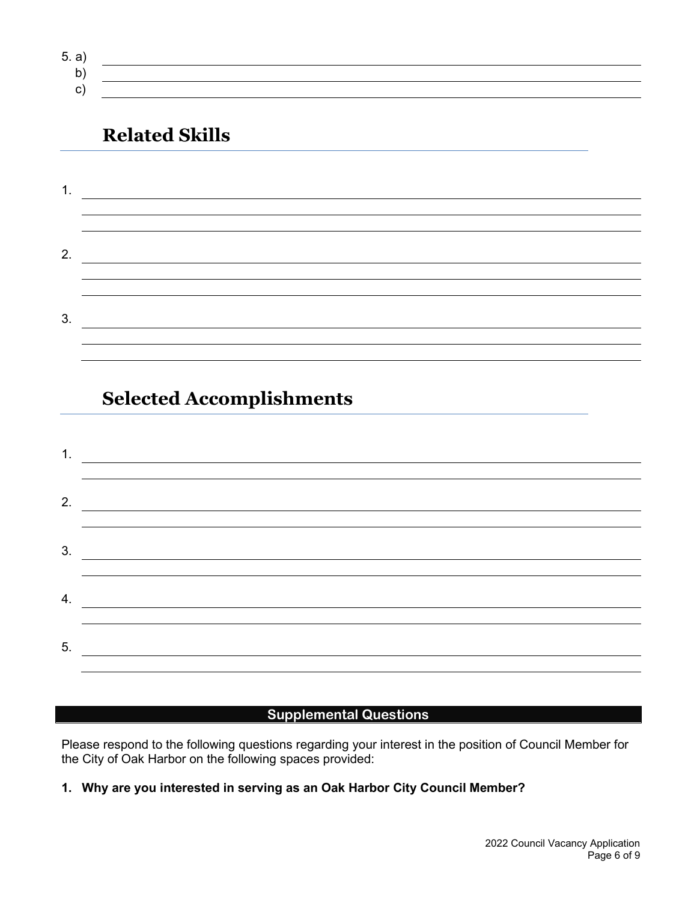5. a) ______________________________________________

   b) ______________________________________________

   c) ______________________________________________

## Related Skills

1. ______________________________________________

2. ______________________________________________

3. ______________________________________________

## Selected Accomplishments

1. ______________________________________________

2. ______________________________________________

3. ______________________________________________

4. ______________________________________________

5. ______________________________________________

## Supplemental Questions

Please respond to the following questions regarding your interest in the position of Council Member for the City of Oak Harbor on the following spaces provided:

**1. Why are you interested in serving as an Oak Harbor City Council Member?**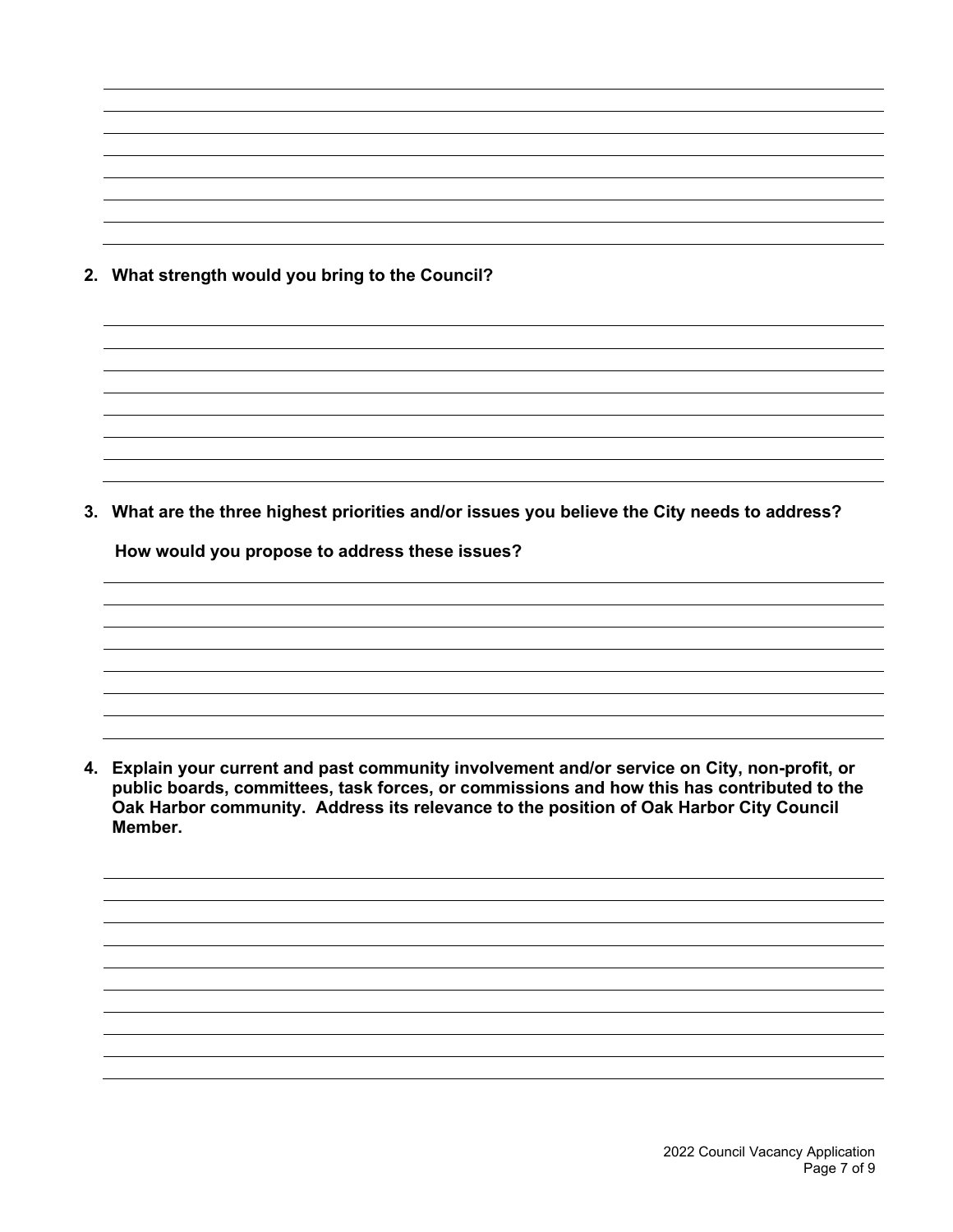**2. What strength would you bring to the Council?**

**3. What are the three highest priorities and/or issues you believe the City needs to address?**

**How would you propose to address these issues?**

**4. Explain your current and past community involvement and/or service on City, non-profit, or public boards, committees, task forces, or commissions and how this has contributed to the Oak Harbor community. Address its relevance to the position of Oak Harbor City Council Member.**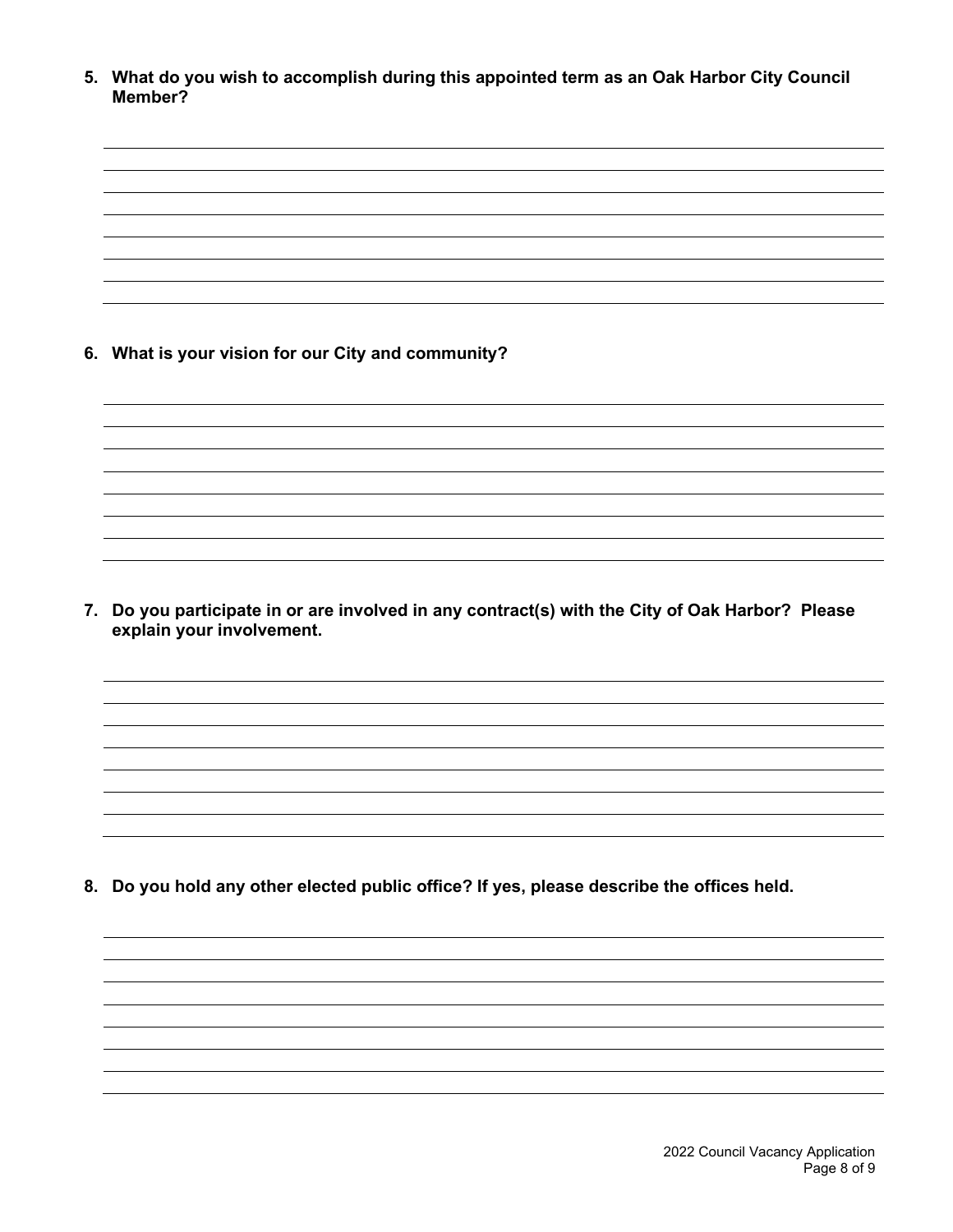5. **What do you wish to accomplish during this appointed term as an Oak Harbor City Council Member?**

6. **What is your vision for our City and community?**

7. **Do you participate in or are involved in any contract(s) with the City of Oak Harbor? Please explain your involvement.**

8. **Do you hold any other elected public office? If yes, please describe the offices held.**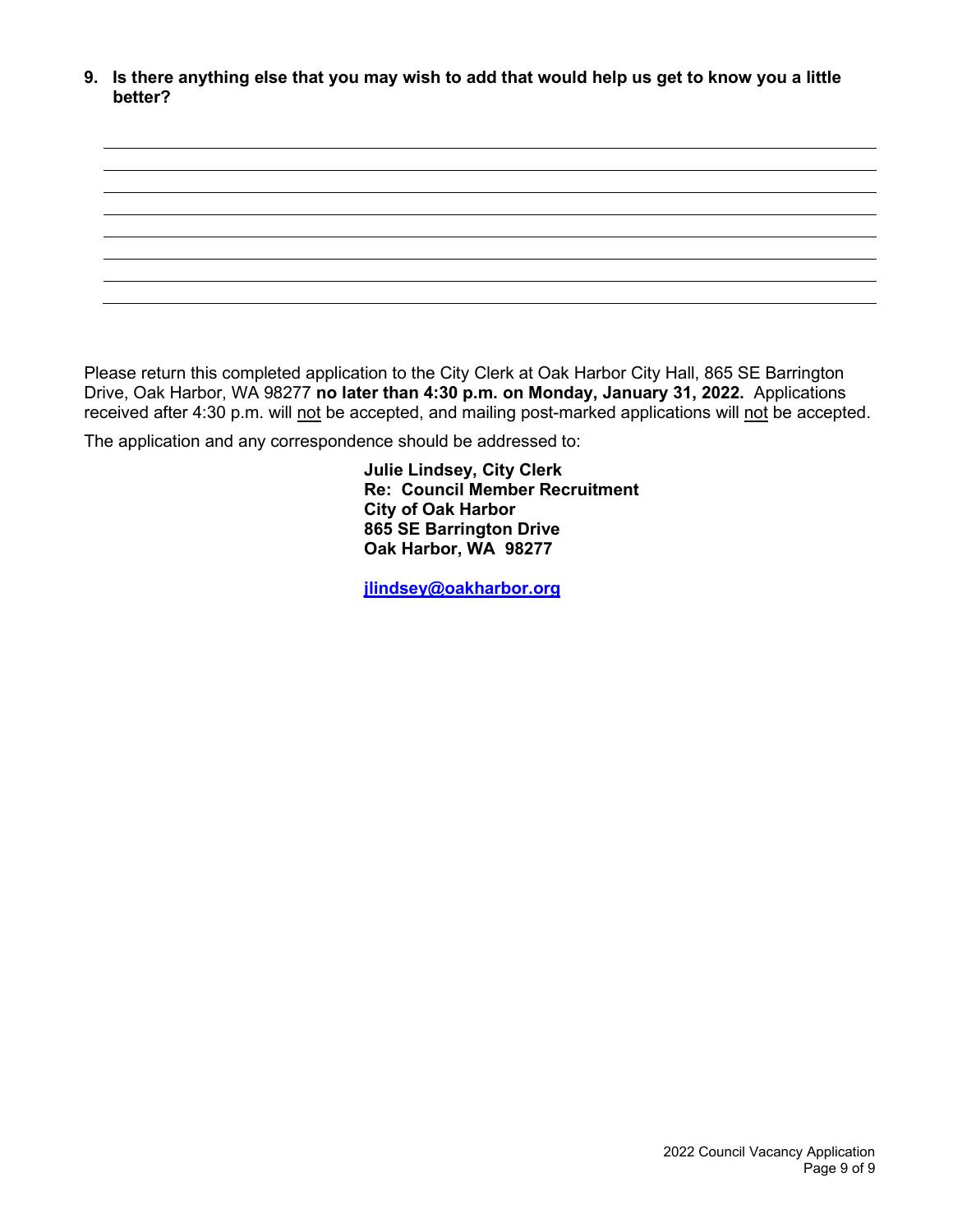**9. Is there anything else that you may wish to add that would help us get to know you a little better?**

Please return this completed application to the City Clerk at Oak Harbor City Hall, 865 SE Barrington Drive, Oak Harbor, WA 98277 **no later than 4:30 p.m. on Monday, January 31, 2022.** Applications received after 4:30 p.m. will not be accepted, and mailing post-marked applications will not be accepted.

The application and any correspondence should be addressed to:

**Julie Lindsey, City Clerk**
**Re: Council Member Recruitment**
**City of Oak Harbor**
**865 SE Barrington Drive**
**Oak Harbor, WA 98277**

**jlindsey@oakharbor.org**